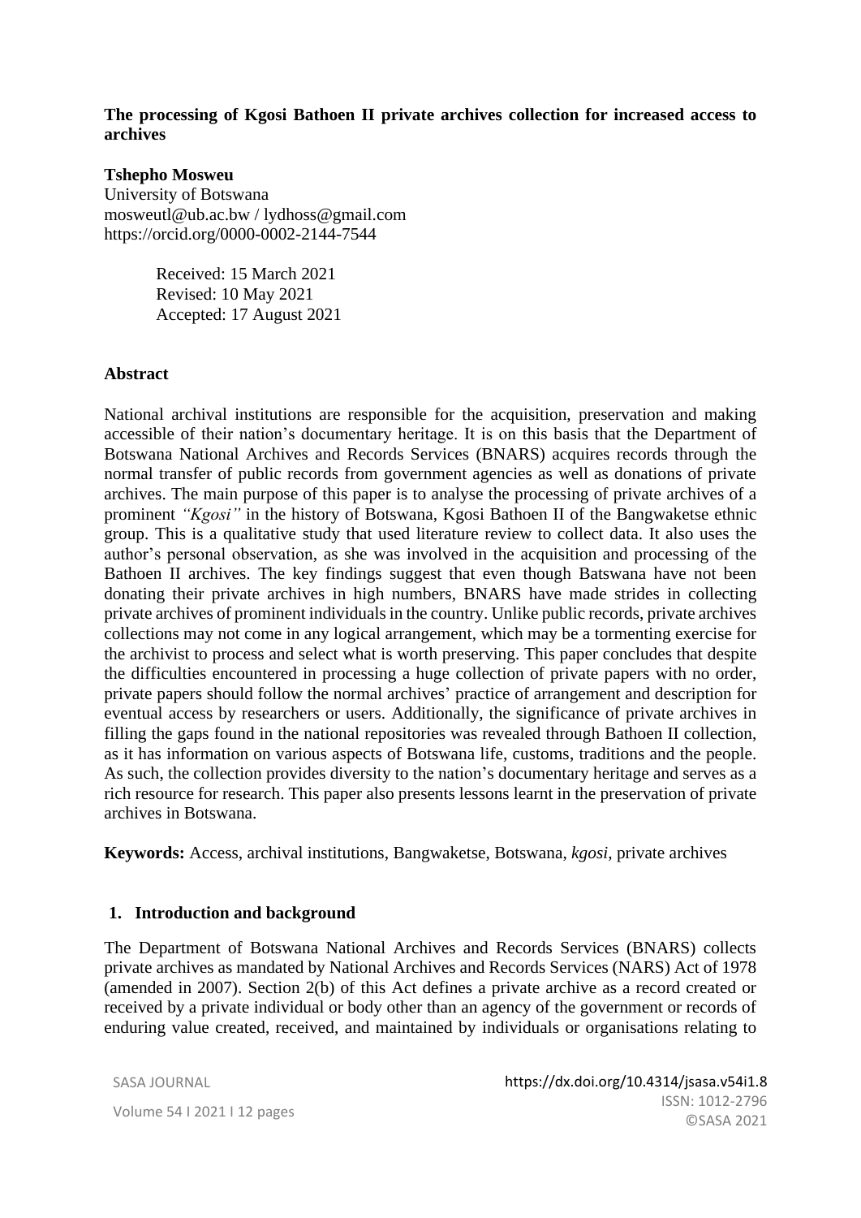**The processing of Kgosi Bathoen II private archives collection for increased access to archives**

**Tshepho Mosweu**
University of Botswana
mosweutl@ub.ac.bw / lydhoss@gmail.com
https://orcid.org/0000-0002-2144-7544

Received: 15 March 2021
Revised: 10 May 2021
Accepted: 17 August 2021

**Abstract**

National archival institutions are responsible for the acquisition, preservation and making accessible of their nation's documentary heritage. It is on this basis that the Department of Botswana National Archives and Records Services (BNARS) acquires records through the normal transfer of public records from government agencies as well as donations of private archives. The main purpose of this paper is to analyse the processing of private archives of a prominent *"Kgosi"* in the history of Botswana, Kgosi Bathoen II of the Bangwaketse ethnic group. This is a qualitative study that used literature review to collect data. It also uses the author's personal observation, as she was involved in the acquisition and processing of the Bathoen II archives. The key findings suggest that even though Batswana have not been donating their private archives in high numbers, BNARS have made strides in collecting private archives of prominent individuals in the country. Unlike public records, private archives collections may not come in any logical arrangement, which may be a tormenting exercise for the archivist to process and select what is worth preserving. This paper concludes that despite the difficulties encountered in processing a huge collection of private papers with no order, private papers should follow the normal archives' practice of arrangement and description for eventual access by researchers or users. Additionally, the significance of private archives in filling the gaps found in the national repositories was revealed through Bathoen II collection, as it has information on various aspects of Botswana life, customs, traditions and the people. As such, the collection provides diversity to the nation's documentary heritage and serves as a rich resource for research. This paper also presents lessons learnt in the preservation of private archives in Botswana.

**Keywords:** Access, archival institutions, Bangwaketse, Botswana, *kgosi*, private archives

## 1. Introduction and background

The Department of Botswana National Archives and Records Services (BNARS) collects private archives as mandated by National Archives and Records Services (NARS) Act of 1978 (amended in 2007). Section 2(b) of this Act defines a private archive as a record created or received by a private individual or body other than an agency of the government or records of enduring value created, received, and maintained by individuals or organisations relating to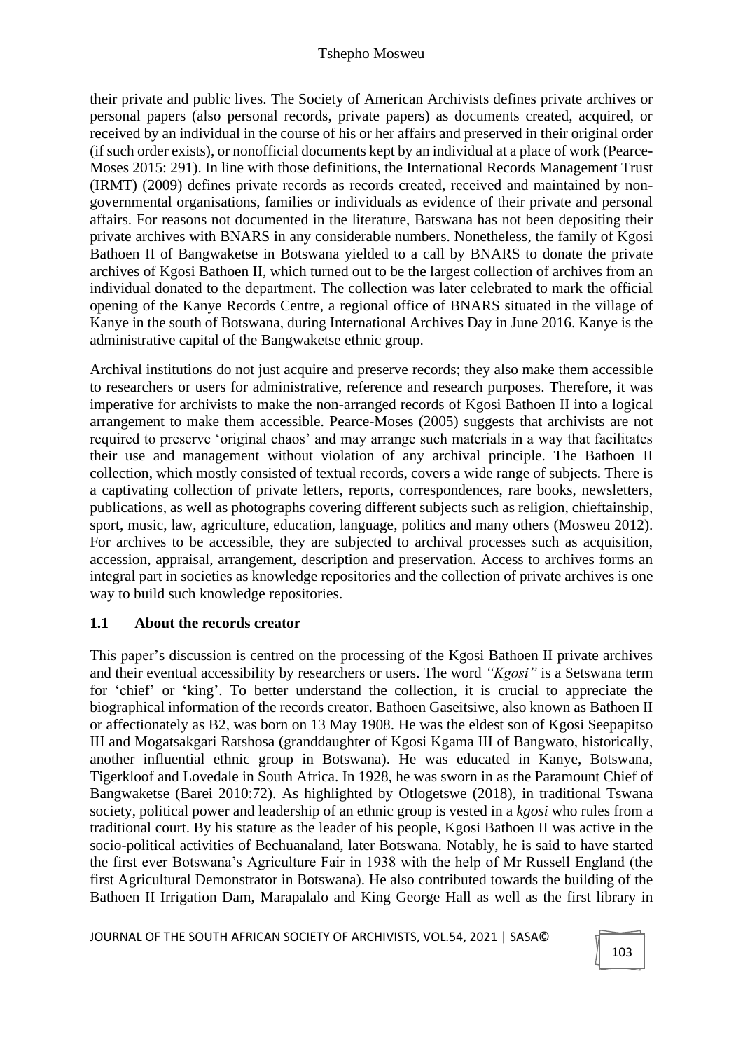their private and public lives. The Society of American Archivists defines private archives or personal papers (also personal records, private papers) as documents created, acquired, or received by an individual in the course of his or her affairs and preserved in their original order (if such order exists), or nonofficial documents kept by an individual at a place of work (Pearce-Moses 2015: 291). In line with those definitions, the International Records Management Trust (IRMT) (2009) defines private records as records created, received and maintained by non-governmental organisations, families or individuals as evidence of their private and personal affairs. For reasons not documented in the literature, Batswana has not been depositing their private archives with BNARS in any considerable numbers. Nonetheless, the family of Kgosi Bathoen II of Bangwaketse in Botswana yielded to a call by BNARS to donate the private archives of Kgosi Bathoen II, which turned out to be the largest collection of archives from an individual donated to the department. The collection was later celebrated to mark the official opening of the Kanye Records Centre, a regional office of BNARS situated in the village of Kanye in the south of Botswana, during International Archives Day in June 2016. Kanye is the administrative capital of the Bangwaketse ethnic group.

Archival institutions do not just acquire and preserve records; they also make them accessible to researchers or users for administrative, reference and research purposes. Therefore, it was imperative for archivists to make the non-arranged records of Kgosi Bathoen II into a logical arrangement to make them accessible. Pearce-Moses (2005) suggests that archivists are not required to preserve 'original chaos' and may arrange such materials in a way that facilitates their use and management without violation of any archival principle. The Bathoen II collection, which mostly consisted of textual records, covers a wide range of subjects. There is a captivating collection of private letters, reports, correspondences, rare books, newsletters, publications, as well as photographs covering different subjects such as religion, chieftainship, sport, music, law, agriculture, education, language, politics and many others (Mosweu 2012). For archives to be accessible, they are subjected to archival processes such as acquisition, accession, appraisal, arrangement, description and preservation. Access to archives forms an integral part in societies as knowledge repositories and the collection of private archives is one way to build such knowledge repositories.

### 1.1 About the records creator

This paper's discussion is centred on the processing of the Kgosi Bathoen II private archives and their eventual accessibility by researchers or users. The word *"Kgosi"* is a Setswana term for 'chief' or 'king'. To better understand the collection, it is crucial to appreciate the biographical information of the records creator. Bathoen Gaseitsiwe, also known as Bathoen II or affectionately as B2, was born on 13 May 1908. He was the eldest son of Kgosi Seepapitso III and Mogatsakgari Ratshosa (granddaughter of Kgosi Kgama III of Bangwato, historically, another influential ethnic group in Botswana). He was educated in Kanye, Botswana, Tigerkloof and Lovedale in South Africa. In 1928, he was sworn in as the Paramount Chief of Bangwaketse (Barei 2010:72). As highlighted by Otlogetswe (2018), in traditional Tswana society, political power and leadership of an ethnic group is vested in a *kgosi* who rules from a traditional court. By his stature as the leader of his people, Kgosi Bathoen II was active in the socio-political activities of Bechuanaland, later Botswana. Notably, he is said to have started the first ever Botswana's Agriculture Fair in 1938 with the help of Mr Russell England (the first Agricultural Demonstrator in Botswana). He also contributed towards the building of the Bathoen II Irrigation Dam, Marapalalo and King George Hall as well as the first library in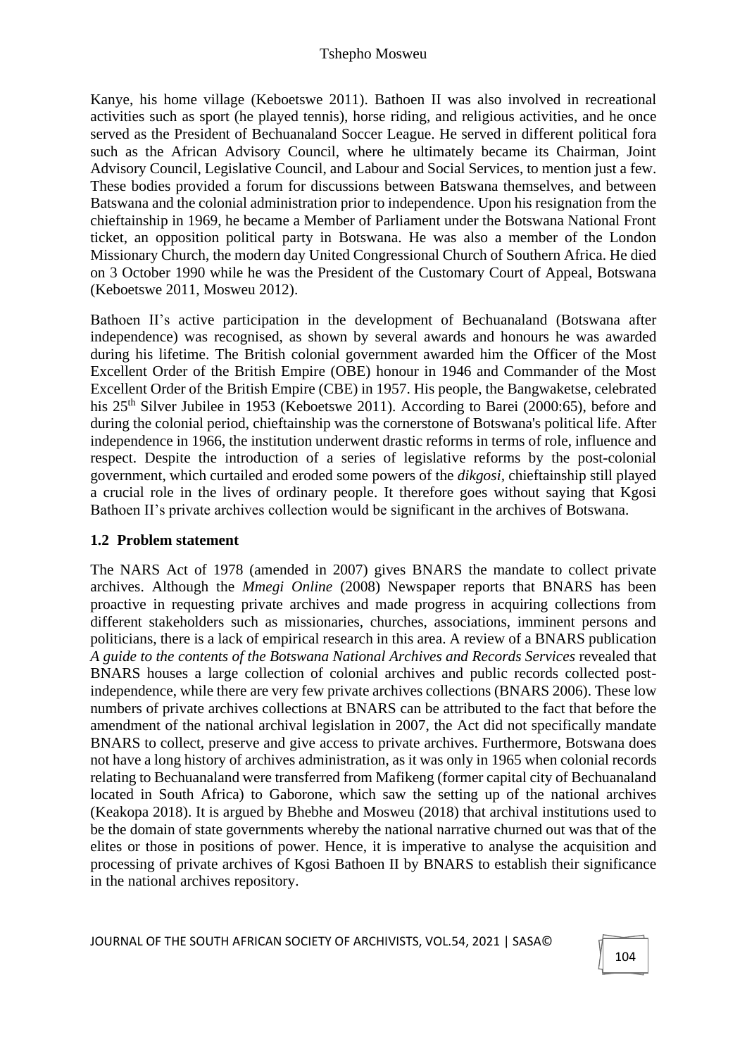Kanye, his home village (Keboetswe 2011). Bathoen II was also involved in recreational activities such as sport (he played tennis), horse riding, and religious activities, and he once served as the President of Bechuanaland Soccer League. He served in different political fora such as the African Advisory Council, where he ultimately became its Chairman, Joint Advisory Council, Legislative Council, and Labour and Social Services, to mention just a few. These bodies provided a forum for discussions between Batswana themselves, and between Batswana and the colonial administration prior to independence. Upon his resignation from the chieftainship in 1969, he became a Member of Parliament under the Botswana National Front ticket, an opposition political party in Botswana. He was also a member of the London Missionary Church, the modern day United Congressional Church of Southern Africa. He died on 3 October 1990 while he was the President of the Customary Court of Appeal, Botswana (Keboetswe 2011, Mosweu 2012).

Bathoen II's active participation in the development of Bechuanaland (Botswana after independence) was recognised, as shown by several awards and honours he was awarded during his lifetime. The British colonial government awarded him the Officer of the Most Excellent Order of the British Empire (OBE) honour in 1946 and Commander of the Most Excellent Order of the British Empire (CBE) in 1957. His people, the Bangwaketse, celebrated his 25th Silver Jubilee in 1953 (Keboetswe 2011). According to Barei (2000:65), before and during the colonial period, chieftainship was the cornerstone of Botswana's political life. After independence in 1966, the institution underwent drastic reforms in terms of role, influence and respect. Despite the introduction of a series of legislative reforms by the post-colonial government, which curtailed and eroded some powers of the *dikgosi*, chieftainship still played a crucial role in the lives of ordinary people. It therefore goes without saying that Kgosi Bathoen II's private archives collection would be significant in the archives of Botswana.

### 1.2 Problem statement

The NARS Act of 1978 (amended in 2007) gives BNARS the mandate to collect private archives. Although the *Mmegi Online* (2008) Newspaper reports that BNARS has been proactive in requesting private archives and made progress in acquiring collections from different stakeholders such as missionaries, churches, associations, imminent persons and politicians, there is a lack of empirical research in this area. A review of a BNARS publication *A guide to the contents of the Botswana National Archives and Records Services* revealed that BNARS houses a large collection of colonial archives and public records collected post-independence, while there are very few private archives collections (BNARS 2006). These low numbers of private archives collections at BNARS can be attributed to the fact that before the amendment of the national archival legislation in 2007, the Act did not specifically mandate BNARS to collect, preserve and give access to private archives. Furthermore, Botswana does not have a long history of archives administration, as it was only in 1965 when colonial records relating to Bechuanaland were transferred from Mafikeng (former capital city of Bechuanaland located in South Africa) to Gaborone, which saw the setting up of the national archives (Keakopa 2018). It is argued by Bhebhe and Mosweu (2018) that archival institutions used to be the domain of state governments whereby the national narrative churned out was that of the elites or those in positions of power. Hence, it is imperative to analyse the acquisition and processing of private archives of Kgosi Bathoen II by BNARS to establish their significance in the national archives repository.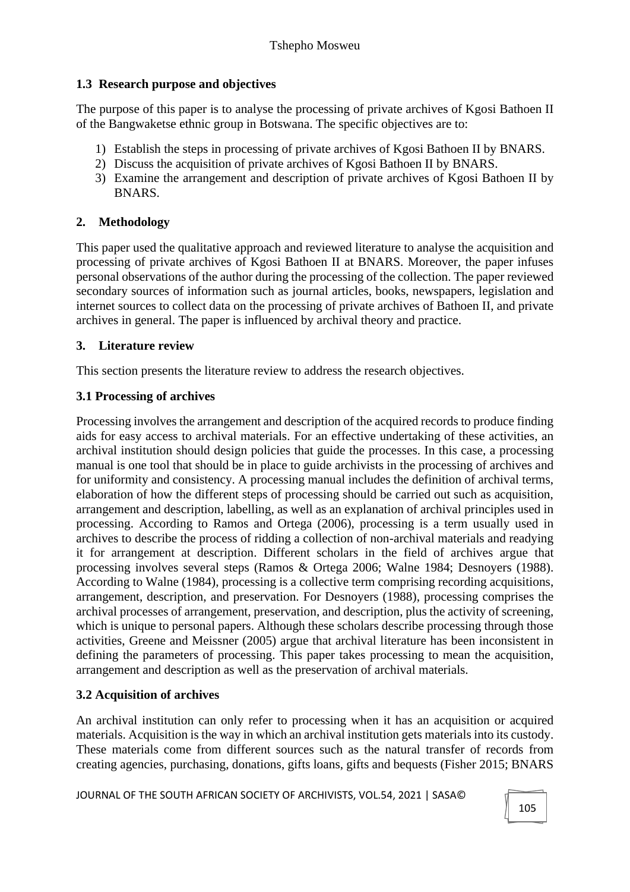### 1.3 Research purpose and objectives

The purpose of this paper is to analyse the processing of private archives of Kgosi Bathoen II of the Bangwaketse ethnic group in Botswana. The specific objectives are to:

1) Establish the steps in processing of private archives of Kgosi Bathoen II by BNARS.
2) Discuss the acquisition of private archives of Kgosi Bathoen II by BNARS.
3) Examine the arrangement and description of private archives of Kgosi Bathoen II by BNARS.

## 2. Methodology

This paper used the qualitative approach and reviewed literature to analyse the acquisition and processing of private archives of Kgosi Bathoen II at BNARS. Moreover, the paper infuses personal observations of the author during the processing of the collection. The paper reviewed secondary sources of information such as journal articles, books, newspapers, legislation and internet sources to collect data on the processing of private archives of Bathoen II, and private archives in general. The paper is influenced by archival theory and practice.

## 3. Literature review

This section presents the literature review to address the research objectives.

### 3.1 Processing of archives

Processing involves the arrangement and description of the acquired records to produce finding aids for easy access to archival materials. For an effective undertaking of these activities, an archival institution should design policies that guide the processes. In this case, a processing manual is one tool that should be in place to guide archivists in the processing of archives and for uniformity and consistency. A processing manual includes the definition of archival terms, elaboration of how the different steps of processing should be carried out such as acquisition, arrangement and description, labelling, as well as an explanation of archival principles used in processing. According to Ramos and Ortega (2006), processing is a term usually used in archives to describe the process of ridding a collection of non-archival materials and readying it for arrangement at description. Different scholars in the field of archives argue that processing involves several steps (Ramos & Ortega 2006; Walne 1984; Desnoyers (1988). According to Walne (1984), processing is a collective term comprising recording acquisitions, arrangement, description, and preservation. For Desnoyers (1988), processing comprises the archival processes of arrangement, preservation, and description, plus the activity of screening, which is unique to personal papers. Although these scholars describe processing through those activities, Greene and Meissner (2005) argue that archival literature has been inconsistent in defining the parameters of processing. This paper takes processing to mean the acquisition, arrangement and description as well as the preservation of archival materials.

### 3.2 Acquisition of archives

An archival institution can only refer to processing when it has an acquisition or acquired materials. Acquisition is the way in which an archival institution gets materials into its custody. These materials come from different sources such as the natural transfer of records from creating agencies, purchasing, donations, gifts loans, gifts and bequests (Fisher 2015; BNARS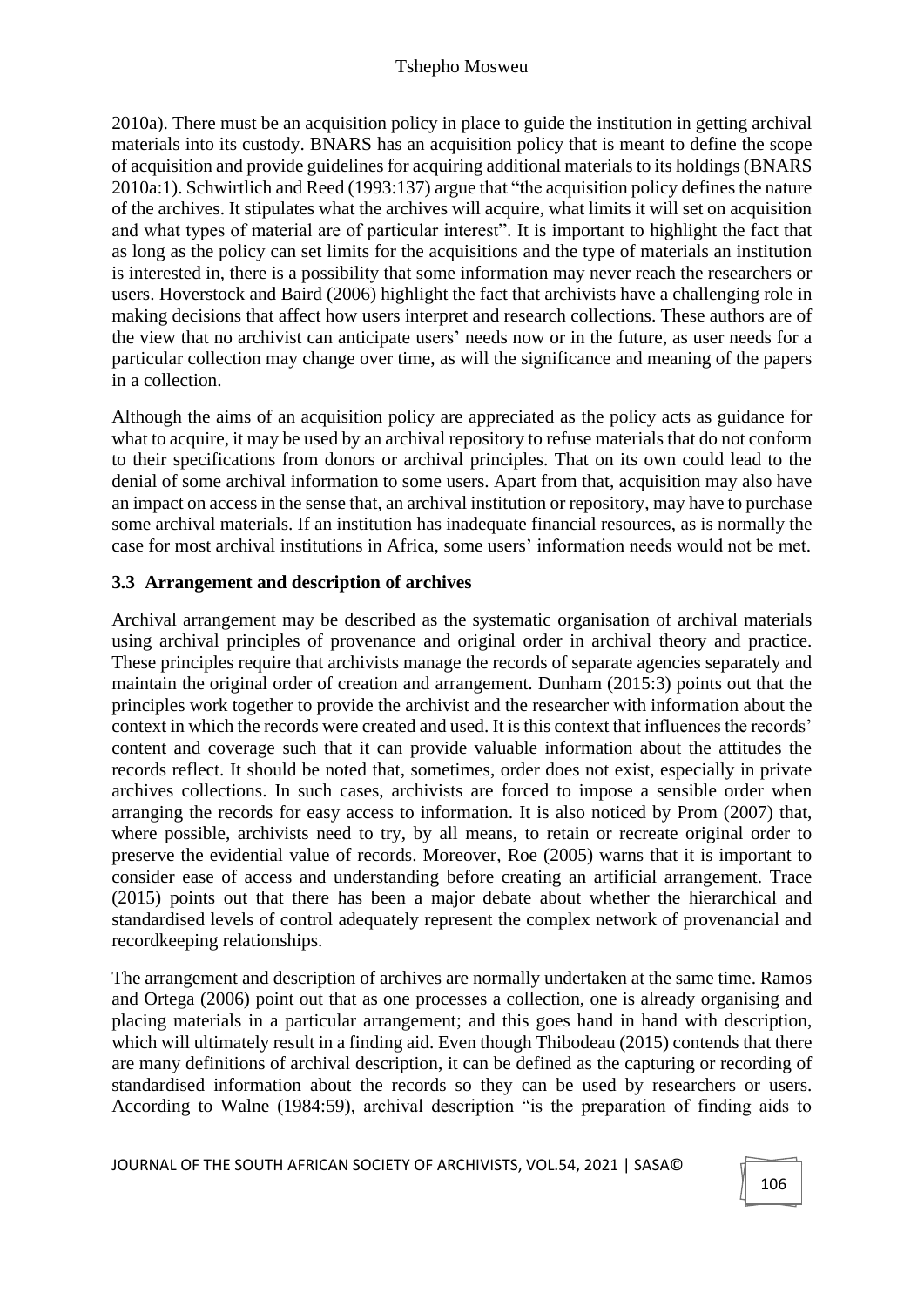2010a). There must be an acquisition policy in place to guide the institution in getting archival materials into its custody. BNARS has an acquisition policy that is meant to define the scope of acquisition and provide guidelines for acquiring additional materials to its holdings (BNARS 2010a:1). Schwirtlich and Reed (1993:137) argue that "the acquisition policy defines the nature of the archives. It stipulates what the archives will acquire, what limits it will set on acquisition and what types of material are of particular interest". It is important to highlight the fact that as long as the policy can set limits for the acquisitions and the type of materials an institution is interested in, there is a possibility that some information may never reach the researchers or users. Hoverstock and Baird (2006) highlight the fact that archivists have a challenging role in making decisions that affect how users interpret and research collections. These authors are of the view that no archivist can anticipate users' needs now or in the future, as user needs for a particular collection may change over time, as will the significance and meaning of the papers in a collection.

Although the aims of an acquisition policy are appreciated as the policy acts as guidance for what to acquire, it may be used by an archival repository to refuse materials that do not conform to their specifications from donors or archival principles. That on its own could lead to the denial of some archival information to some users. Apart from that, acquisition may also have an impact on access in the sense that, an archival institution or repository, may have to purchase some archival materials. If an institution has inadequate financial resources, as is normally the case for most archival institutions in Africa, some users' information needs would not be met.

### 3.3 Arrangement and description of archives

Archival arrangement may be described as the systematic organisation of archival materials using archival principles of provenance and original order in archival theory and practice. These principles require that archivists manage the records of separate agencies separately and maintain the original order of creation and arrangement. Dunham (2015:3) points out that the principles work together to provide the archivist and the researcher with information about the context in which the records were created and used. It is this context that influences the records' content and coverage such that it can provide valuable information about the attitudes the records reflect. It should be noted that, sometimes, order does not exist, especially in private archives collections. In such cases, archivists are forced to impose a sensible order when arranging the records for easy access to information. It is also noticed by Prom (2007) that, where possible, archivists need to try, by all means, to retain or recreate original order to preserve the evidential value of records. Moreover, Roe (2005) warns that it is important to consider ease of access and understanding before creating an artificial arrangement. Trace (2015) points out that there has been a major debate about whether the hierarchical and standardised levels of control adequately represent the complex network of provenancial and recordkeeping relationships.

The arrangement and description of archives are normally undertaken at the same time. Ramos and Ortega (2006) point out that as one processes a collection, one is already organising and placing materials in a particular arrangement; and this goes hand in hand with description, which will ultimately result in a finding aid. Even though Thibodeau (2015) contends that there are many definitions of archival description, it can be defined as the capturing or recording of standardised information about the records so they can be used by researchers or users. According to Walne (1984:59), archival description "is the preparation of finding aids to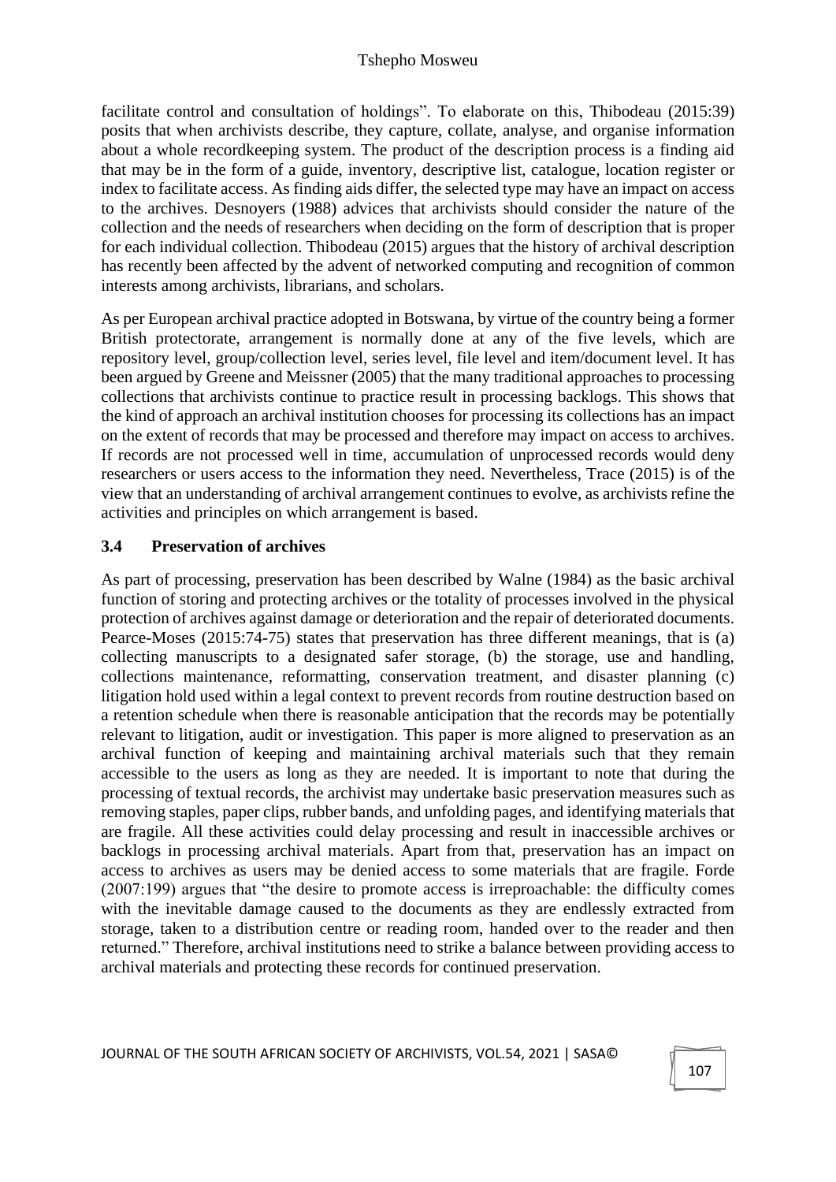facilitate control and consultation of holdings". To elaborate on this, Thibodeau (2015:39) posits that when archivists describe, they capture, collate, analyse, and organise information about a whole recordkeeping system. The product of the description process is a finding aid that may be in the form of a guide, inventory, descriptive list, catalogue, location register or index to facilitate access. As finding aids differ, the selected type may have an impact on access to the archives. Desnoyers (1988) advices that archivists should consider the nature of the collection and the needs of researchers when deciding on the form of description that is proper for each individual collection. Thibodeau (2015) argues that the history of archival description has recently been affected by the advent of networked computing and recognition of common interests among archivists, librarians, and scholars.

As per European archival practice adopted in Botswana, by virtue of the country being a former British protectorate, arrangement is normally done at any of the five levels, which are repository level, group/collection level, series level, file level and item/document level. It has been argued by Greene and Meissner (2005) that the many traditional approaches to processing collections that archivists continue to practice result in processing backlogs. This shows that the kind of approach an archival institution chooses for processing its collections has an impact on the extent of records that may be processed and therefore may impact on access to archives. If records are not processed well in time, accumulation of unprocessed records would deny researchers or users access to the information they need. Nevertheless, Trace (2015) is of the view that an understanding of archival arrangement continues to evolve, as archivists refine the activities and principles on which arrangement is based.

### 3.4 Preservation of archives

As part of processing, preservation has been described by Walne (1984) as the basic archival function of storing and protecting archives or the totality of processes involved in the physical protection of archives against damage or deterioration and the repair of deteriorated documents. Pearce-Moses (2015:74-75) states that preservation has three different meanings, that is (a) collecting manuscripts to a designated safer storage, (b) the storage, use and handling, collections maintenance, reformatting, conservation treatment, and disaster planning (c) litigation hold used within a legal context to prevent records from routine destruction based on a retention schedule when there is reasonable anticipation that the records may be potentially relevant to litigation, audit or investigation. This paper is more aligned to preservation as an archival function of keeping and maintaining archival materials such that they remain accessible to the users as long as they are needed. It is important to note that during the processing of textual records, the archivist may undertake basic preservation measures such as removing staples, paper clips, rubber bands, and unfolding pages, and identifying materials that are fragile. All these activities could delay processing and result in inaccessible archives or backlogs in processing archival materials. Apart from that, preservation has an impact on access to archives as users may be denied access to some materials that are fragile. Forde (2007:199) argues that "the desire to promote access is irreproachable: the difficulty comes with the inevitable damage caused to the documents as they are endlessly extracted from storage, taken to a distribution centre or reading room, handed over to the reader and then returned." Therefore, archival institutions need to strike a balance between providing access to archival materials and protecting these records for continued preservation.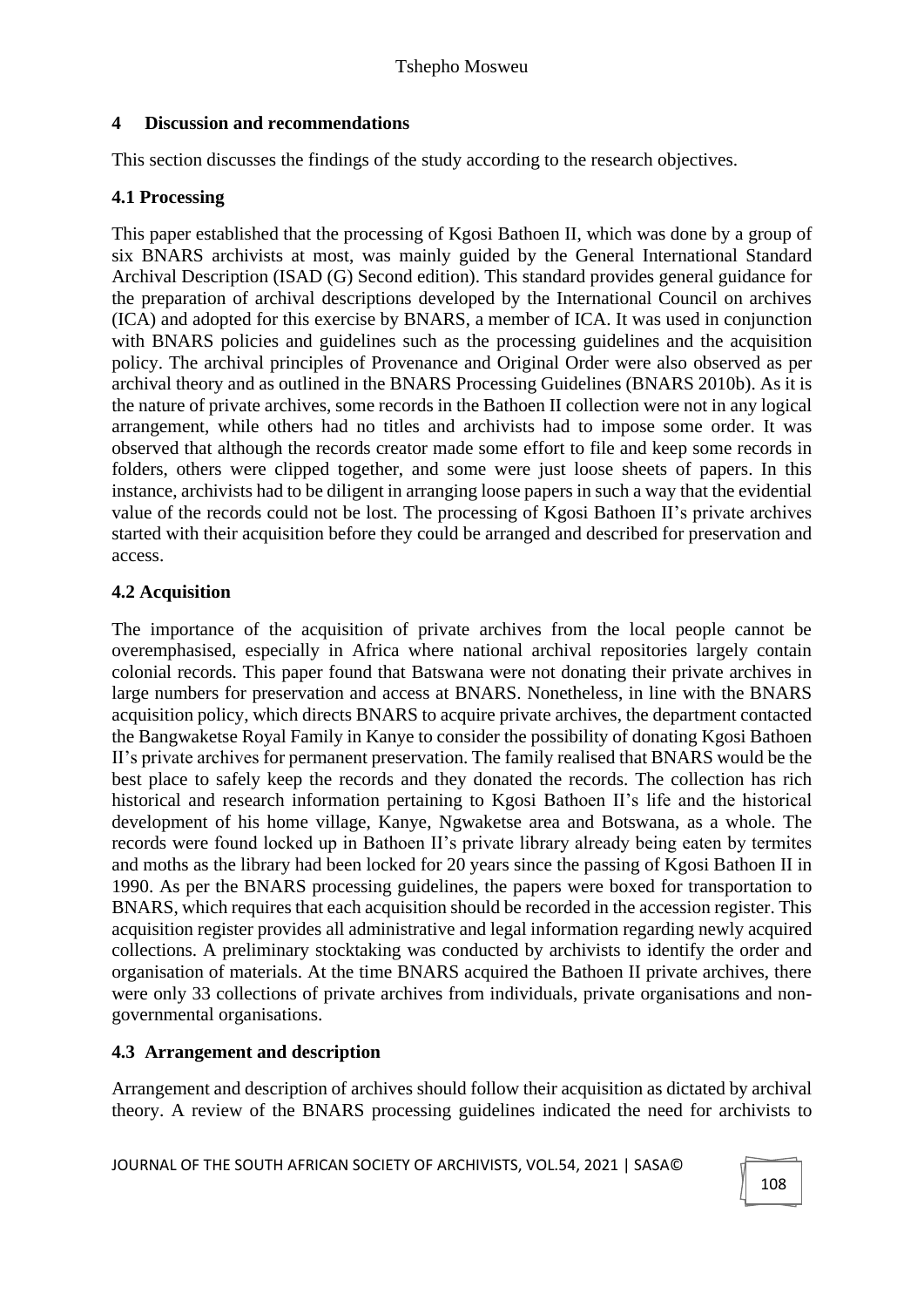## 4 Discussion and recommendations

This section discusses the findings of the study according to the research objectives.

### 4.1 Processing

This paper established that the processing of Kgosi Bathoen II, which was done by a group of six BNARS archivists at most, was mainly guided by the General International Standard Archival Description (ISAD (G) Second edition). This standard provides general guidance for the preparation of archival descriptions developed by the International Council on archives (ICA) and adopted for this exercise by BNARS, a member of ICA. It was used in conjunction with BNARS policies and guidelines such as the processing guidelines and the acquisition policy. The archival principles of Provenance and Original Order were also observed as per archival theory and as outlined in the BNARS Processing Guidelines (BNARS 2010b). As it is the nature of private archives, some records in the Bathoen II collection were not in any logical arrangement, while others had no titles and archivists had to impose some order. It was observed that although the records creator made some effort to file and keep some records in folders, others were clipped together, and some were just loose sheets of papers. In this instance, archivists had to be diligent in arranging loose papers in such a way that the evidential value of the records could not be lost. The processing of Kgosi Bathoen II's private archives started with their acquisition before they could be arranged and described for preservation and access.

### 4.2 Acquisition

The importance of the acquisition of private archives from the local people cannot be overemphasised, especially in Africa where national archival repositories largely contain colonial records. This paper found that Batswana were not donating their private archives in large numbers for preservation and access at BNARS. Nonetheless, in line with the BNARS acquisition policy, which directs BNARS to acquire private archives, the department contacted the Bangwaketse Royal Family in Kanye to consider the possibility of donating Kgosi Bathoen II's private archives for permanent preservation. The family realised that BNARS would be the best place to safely keep the records and they donated the records. The collection has rich historical and research information pertaining to Kgosi Bathoen II's life and the historical development of his home village, Kanye, Ngwaketse area and Botswana, as a whole. The records were found locked up in Bathoen II's private library already being eaten by termites and moths as the library had been locked for 20 years since the passing of Kgosi Bathoen II in 1990. As per the BNARS processing guidelines, the papers were boxed for transportation to BNARS, which requires that each acquisition should be recorded in the accession register. This acquisition register provides all administrative and legal information regarding newly acquired collections. A preliminary stocktaking was conducted by archivists to identify the order and organisation of materials. At the time BNARS acquired the Bathoen II private archives, there were only 33 collections of private archives from individuals, private organisations and non-governmental organisations.

### 4.3 Arrangement and description

Arrangement and description of archives should follow their acquisition as dictated by archival theory. A review of the BNARS processing guidelines indicated the need for archivists to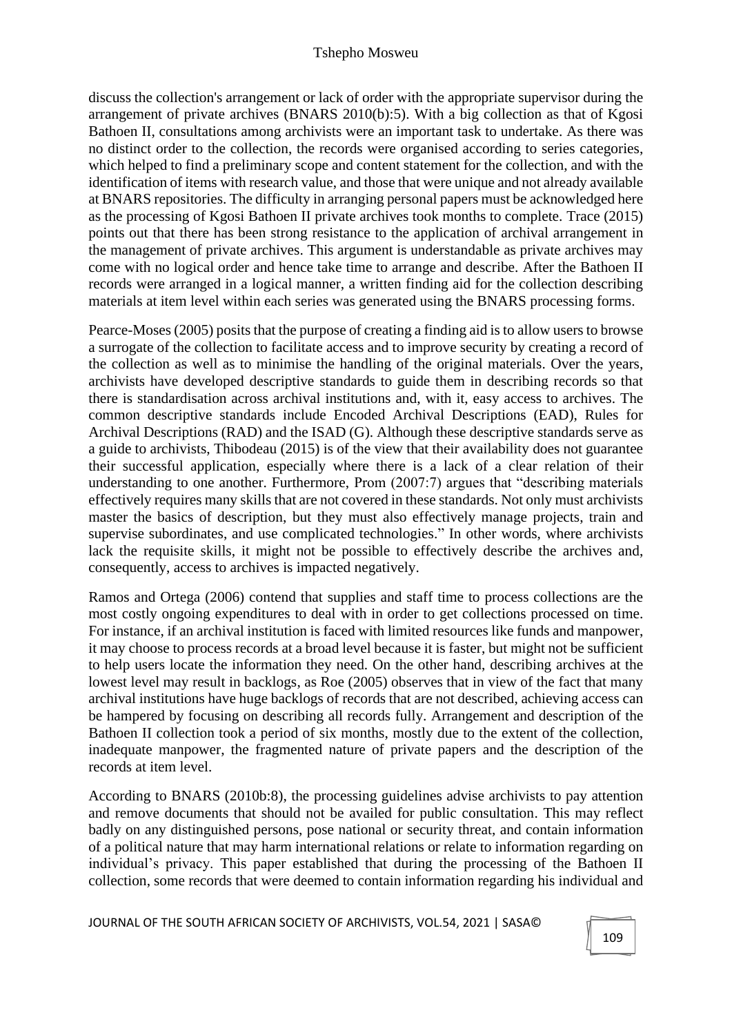discuss the collection's arrangement or lack of order with the appropriate supervisor during the arrangement of private archives (BNARS 2010(b):5). With a big collection as that of Kgosi Bathoen II, consultations among archivists were an important task to undertake. As there was no distinct order to the collection, the records were organised according to series categories, which helped to find a preliminary scope and content statement for the collection, and with the identification of items with research value, and those that were unique and not already available at BNARS repositories. The difficulty in arranging personal papers must be acknowledged here as the processing of Kgosi Bathoen II private archives took months to complete. Trace (2015) points out that there has been strong resistance to the application of archival arrangement in the management of private archives. This argument is understandable as private archives may come with no logical order and hence take time to arrange and describe. After the Bathoen II records were arranged in a logical manner, a written finding aid for the collection describing materials at item level within each series was generated using the BNARS processing forms.

Pearce-Moses (2005) posits that the purpose of creating a finding aid is to allow users to browse a surrogate of the collection to facilitate access and to improve security by creating a record of the collection as well as to minimise the handling of the original materials. Over the years, archivists have developed descriptive standards to guide them in describing records so that there is standardisation across archival institutions and, with it, easy access to archives. The common descriptive standards include Encoded Archival Descriptions (EAD), Rules for Archival Descriptions (RAD) and the ISAD (G). Although these descriptive standards serve as a guide to archivists, Thibodeau (2015) is of the view that their availability does not guarantee their successful application, especially where there is a lack of a clear relation of their understanding to one another. Furthermore, Prom (2007:7) argues that "describing materials effectively requires many skills that are not covered in these standards. Not only must archivists master the basics of description, but they must also effectively manage projects, train and supervise subordinates, and use complicated technologies." In other words, where archivists lack the requisite skills, it might not be possible to effectively describe the archives and, consequently, access to archives is impacted negatively.

Ramos and Ortega (2006) contend that supplies and staff time to process collections are the most costly ongoing expenditures to deal with in order to get collections processed on time. For instance, if an archival institution is faced with limited resources like funds and manpower, it may choose to process records at a broad level because it is faster, but might not be sufficient to help users locate the information they need. On the other hand, describing archives at the lowest level may result in backlogs, as Roe (2005) observes that in view of the fact that many archival institutions have huge backlogs of records that are not described, achieving access can be hampered by focusing on describing all records fully. Arrangement and description of the Bathoen II collection took a period of six months, mostly due to the extent of the collection, inadequate manpower, the fragmented nature of private papers and the description of the records at item level.

According to BNARS (2010b:8), the processing guidelines advise archivists to pay attention and remove documents that should not be availed for public consultation. This may reflect badly on any distinguished persons, pose national or security threat, and contain information of a political nature that may harm international relations or relate to information regarding on individual's privacy. This paper established that during the processing of the Bathoen II collection, some records that were deemed to contain information regarding his individual and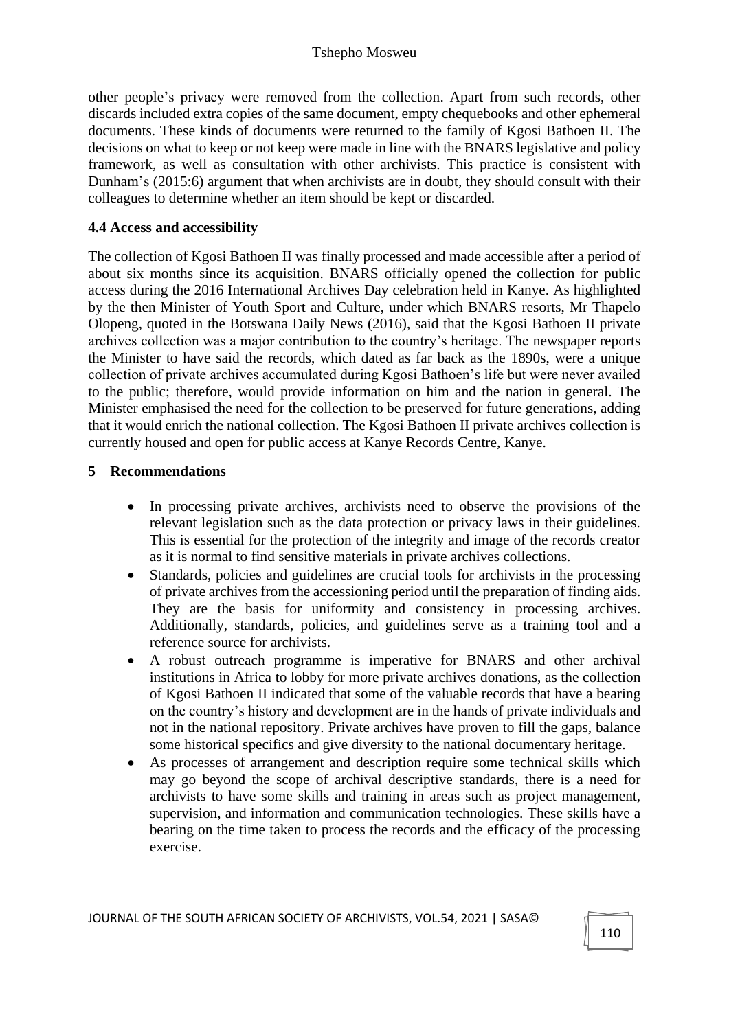other people's privacy were removed from the collection. Apart from such records, other discards included extra copies of the same document, empty chequebooks and other ephemeral documents. These kinds of documents were returned to the family of Kgosi Bathoen II. The decisions on what to keep or not keep were made in line with the BNARS legislative and policy framework, as well as consultation with other archivists. This practice is consistent with Dunham's (2015:6) argument that when archivists are in doubt, they should consult with their colleagues to determine whether an item should be kept or discarded.

### 4.4 Access and accessibility

The collection of Kgosi Bathoen II was finally processed and made accessible after a period of about six months since its acquisition. BNARS officially opened the collection for public access during the 2016 International Archives Day celebration held in Kanye. As highlighted by the then Minister of Youth Sport and Culture, under which BNARS resorts, Mr Thapelo Olopeng, quoted in the Botswana Daily News (2016), said that the Kgosi Bathoen II private archives collection was a major contribution to the country's heritage. The newspaper reports the Minister to have said the records, which dated as far back as the 1890s, were a unique collection of private archives accumulated during Kgosi Bathoen's life but were never availed to the public; therefore, would provide information on him and the nation in general. The Minister emphasised the need for the collection to be preserved for future generations, adding that it would enrich the national collection. The Kgosi Bathoen II private archives collection is currently housed and open for public access at Kanye Records Centre, Kanye.

## 5 Recommendations

- In processing private archives, archivists need to observe the provisions of the relevant legislation such as the data protection or privacy laws in their guidelines. This is essential for the protection of the integrity and image of the records creator as it is normal to find sensitive materials in private archives collections.
- Standards, policies and guidelines are crucial tools for archivists in the processing of private archives from the accessioning period until the preparation of finding aids. They are the basis for uniformity and consistency in processing archives. Additionally, standards, policies, and guidelines serve as a training tool and a reference source for archivists.
- A robust outreach programme is imperative for BNARS and other archival institutions in Africa to lobby for more private archives donations, as the collection of Kgosi Bathoen II indicated that some of the valuable records that have a bearing on the country's history and development are in the hands of private individuals and not in the national repository. Private archives have proven to fill the gaps, balance some historical specifics and give diversity to the national documentary heritage.
- As processes of arrangement and description require some technical skills which may go beyond the scope of archival descriptive standards, there is a need for archivists to have some skills and training in areas such as project management, supervision, and information and communication technologies. These skills have a bearing on the time taken to process the records and the efficacy of the processing exercise.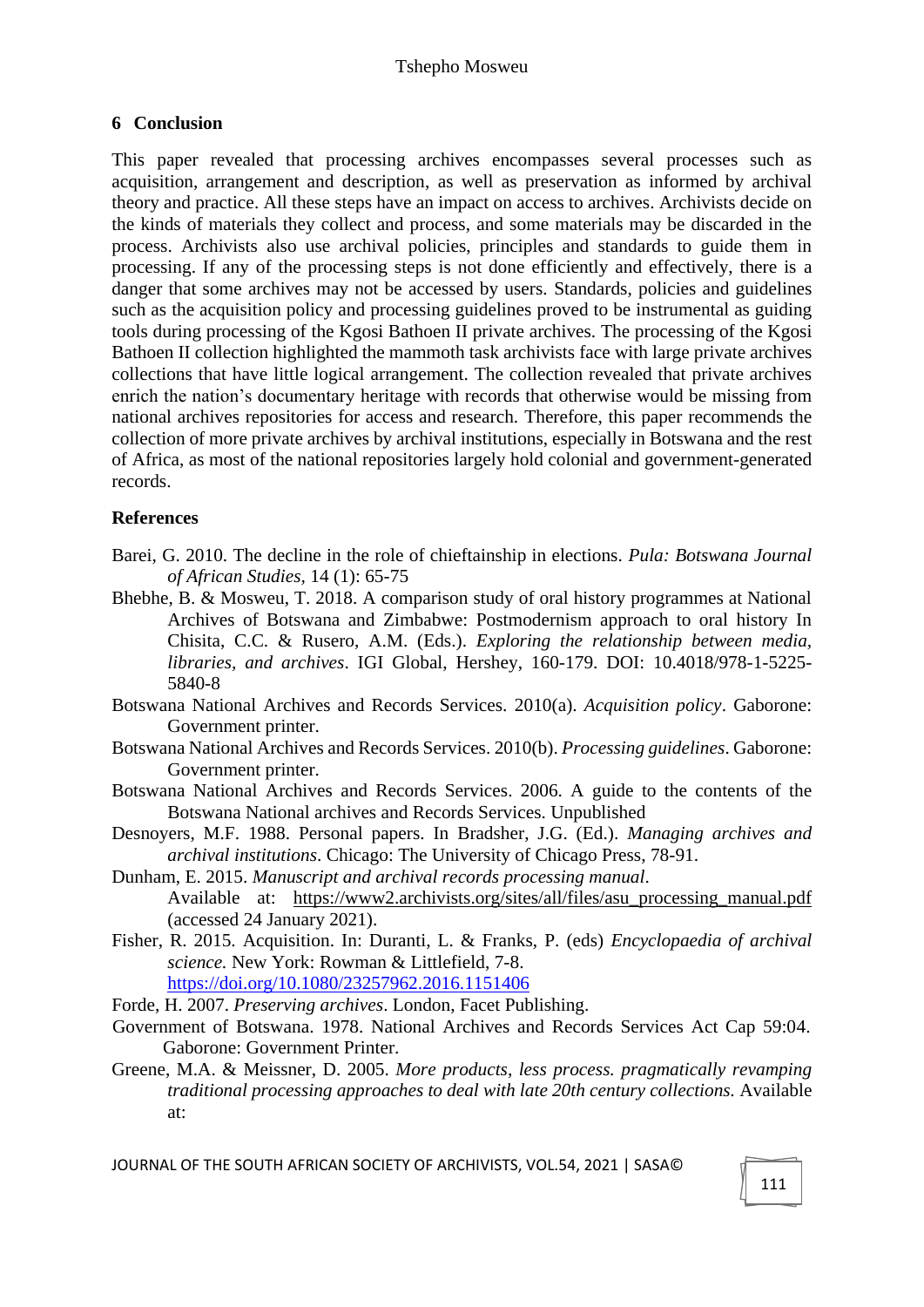## 6 Conclusion

This paper revealed that processing archives encompasses several processes such as acquisition, arrangement and description, as well as preservation as informed by archival theory and practice. All these steps have an impact on access to archives. Archivists decide on the kinds of materials they collect and process, and some materials may be discarded in the process. Archivists also use archival policies, principles and standards to guide them in processing. If any of the processing steps is not done efficiently and effectively, there is a danger that some archives may not be accessed by users. Standards, policies and guidelines such as the acquisition policy and processing guidelines proved to be instrumental as guiding tools during processing of the Kgosi Bathoen II private archives. The processing of the Kgosi Bathoen II collection highlighted the mammoth task archivists face with large private archives collections that have little logical arrangement. The collection revealed that private archives enrich the nation's documentary heritage with records that otherwise would be missing from national archives repositories for access and research. Therefore, this paper recommends the collection of more private archives by archival institutions, especially in Botswana and the rest of Africa, as most of the national repositories largely hold colonial and government-generated records.

## References

Barei, G. 2010. The decline in the role of chieftainship in elections. *Pula: Botswana Journal of African Studies*, 14 (1): 65-75

Bhebhe, B. & Mosweu, T. 2018. A comparison study of oral history programmes at National Archives of Botswana and Zimbabwe: Postmodernism approach to oral history In Chisita, C.C. & Rusero, A.M. (Eds.). *Exploring the relationship between media, libraries, and archives*. IGI Global, Hershey, 160-179. DOI: 10.4018/978-1-5225-5840-8

Botswana National Archives and Records Services. 2010(a). *Acquisition policy*. Gaborone: Government printer.

Botswana National Archives and Records Services. 2010(b). *Processing guidelines*. Gaborone: Government printer.

Botswana National Archives and Records Services. 2006. A guide to the contents of the Botswana National archives and Records Services. Unpublished

Desnoyers, M.F. 1988. Personal papers. In Bradsher, J.G. (Ed.). *Managing archives and archival institutions*. Chicago: The University of Chicago Press, 78-91.

Dunham, E. 2015. *Manuscript and archival records processing manual*. Available at: https://www2.archivists.org/sites/all/files/asu_processing_manual.pdf (accessed 24 January 2021).

Fisher, R. 2015. Acquisition. In: Duranti, L. & Franks, P. (eds) *Encyclopaedia of archival science.* New York: Rowman & Littlefield, 7-8. https://doi.org/10.1080/23257962.2016.1151406

Forde, H. 2007. *Preserving archives*. London, Facet Publishing.

Government of Botswana. 1978. National Archives and Records Services Act Cap 59:04. Gaborone: Government Printer.

Greene, M.A. & Meissner, D. 2005. *More products, less process. pragmatically revamping traditional processing approaches to deal with late 20th century collections.* Available at: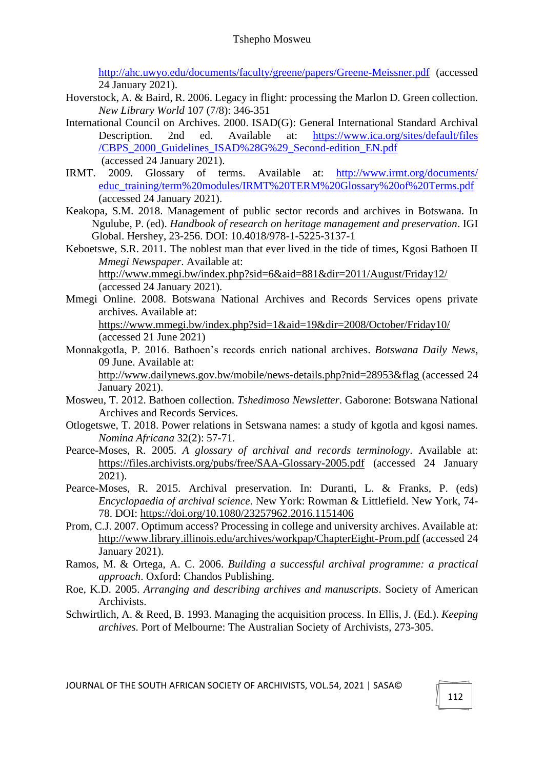http://ahc.uwyo.edu/documents/faculty/greene/papers/Greene-Meissner.pdf (accessed 24 January 2021).

Hoverstock, A. & Baird, R. 2006. Legacy in flight: processing the Marlon D. Green collection. *New Library World* 107 (7/8): 346-351

International Council on Archives. 2000. ISAD(G): General International Standard Archival Description. 2nd ed. Available at: https://www.ica.org/sites/default/files/CBPS_2000_Guidelines_ISAD%28G%29_Second-edition_EN.pdf (accessed 24 January 2021).

IRMT. 2009. Glossary of terms. Available at: http://www.irmt.org/documents/educ_training/term%20modules/IRMT%20TERM%20Glossary%20of%20Terms.pdf (accessed 24 January 2021).

Keakopa, S.M. 2018. Management of public sector records and archives in Botswana. In Ngulube, P. (ed). *Handbook of research on heritage management and preservation*. IGI Global. Hershey, 23-256. DOI: 10.4018/978-1-5225-3137-1

Keboetswe, S.R. 2011. The noblest man that ever lived in the tide of times, Kgosi Bathoen II *Mmegi Newspaper*. Available at: http://www.mmegi.bw/index.php?sid=6&aid=881&dir=2011/August/Friday12/ (accessed 24 January 2021).

Mmegi Online. 2008. Botswana National Archives and Records Services opens private archives. Available at: https://www.mmegi.bw/index.php?sid=1&aid=19&dir=2008/October/Friday10/ (accessed 21 June 2021)

Monnakgotla, P. 2016. Bathoen's records enrich national archives. *Botswana Daily News*, 09 June. Available at: http://www.dailynews.gov.bw/mobile/news-details.php?nid=28953&flag (accessed 24 January 2021).

Mosweu, T. 2012. Bathoen collection. *Tshedimoso Newsletter*. Gaborone: Botswana National Archives and Records Services.

Otlogetswe, T. 2018. Power relations in Setswana names: a study of kgotla and kgosi names. *Nomina Africana* 32(2): 57-71.

Pearce-Moses, R. 2005. *A glossary of archival and records terminology*. Available at: https://files.archivists.org/pubs/free/SAA-Glossary-2005.pdf (accessed 24 January 2021).

Pearce-Moses, R. 2015. Archival preservation. In: Duranti, L. & Franks, P. (eds) *Encyclopaedia of archival science*. New York: Rowman & Littlefield. New York, 74-78. DOI: https://doi.org/10.1080/23257962.2016.1151406

Prom, C.J. 2007. Optimum access? Processing in college and university archives. Available at: http://www.library.illinois.edu/archives/workpap/ChapterEight-Prom.pdf (accessed 24 January 2021).

Ramos, M. & Ortega, A. C. 2006. *Building a successful archival programme: a practical approach*. Oxford: Chandos Publishing.

Roe, K.D. 2005. *Arranging and describing archives and manuscripts*. Society of American Archivists.

Schwirtlich, A. & Reed, B. 1993. Managing the acquisition process. In Ellis, J. (Ed.). *Keeping archives*. Port of Melbourne: The Australian Society of Archivists, 273-305.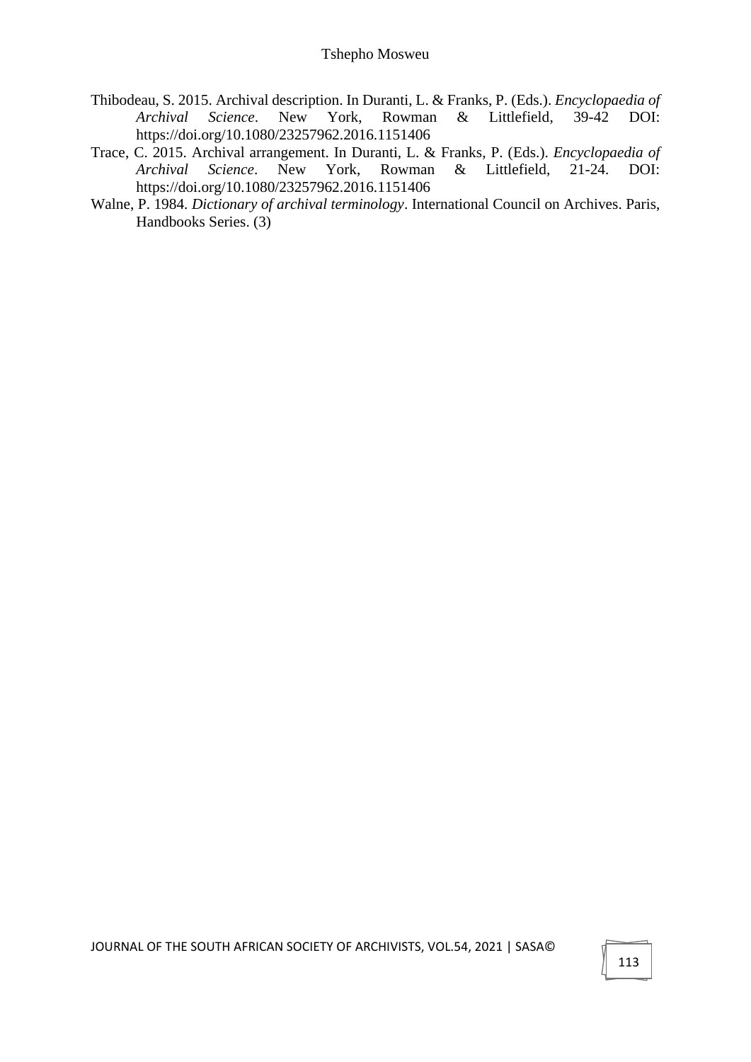Thibodeau, S. 2015. Archival description. In Duranti, L. & Franks, P. (Eds.). *Encyclopaedia of Archival Science*. New York, Rowman & Littlefield, 39-42 DOI: https://doi.org/10.1080/23257962.2016.1151406

Trace, C. 2015. Archival arrangement. In Duranti, L. & Franks, P. (Eds.). *Encyclopaedia of Archival Science*. New York, Rowman & Littlefield, 21-24. DOI: https://doi.org/10.1080/23257962.2016.1151406

Walne, P. 1984. *Dictionary of archival terminology*. International Council on Archives. Paris, Handbooks Series. (3)